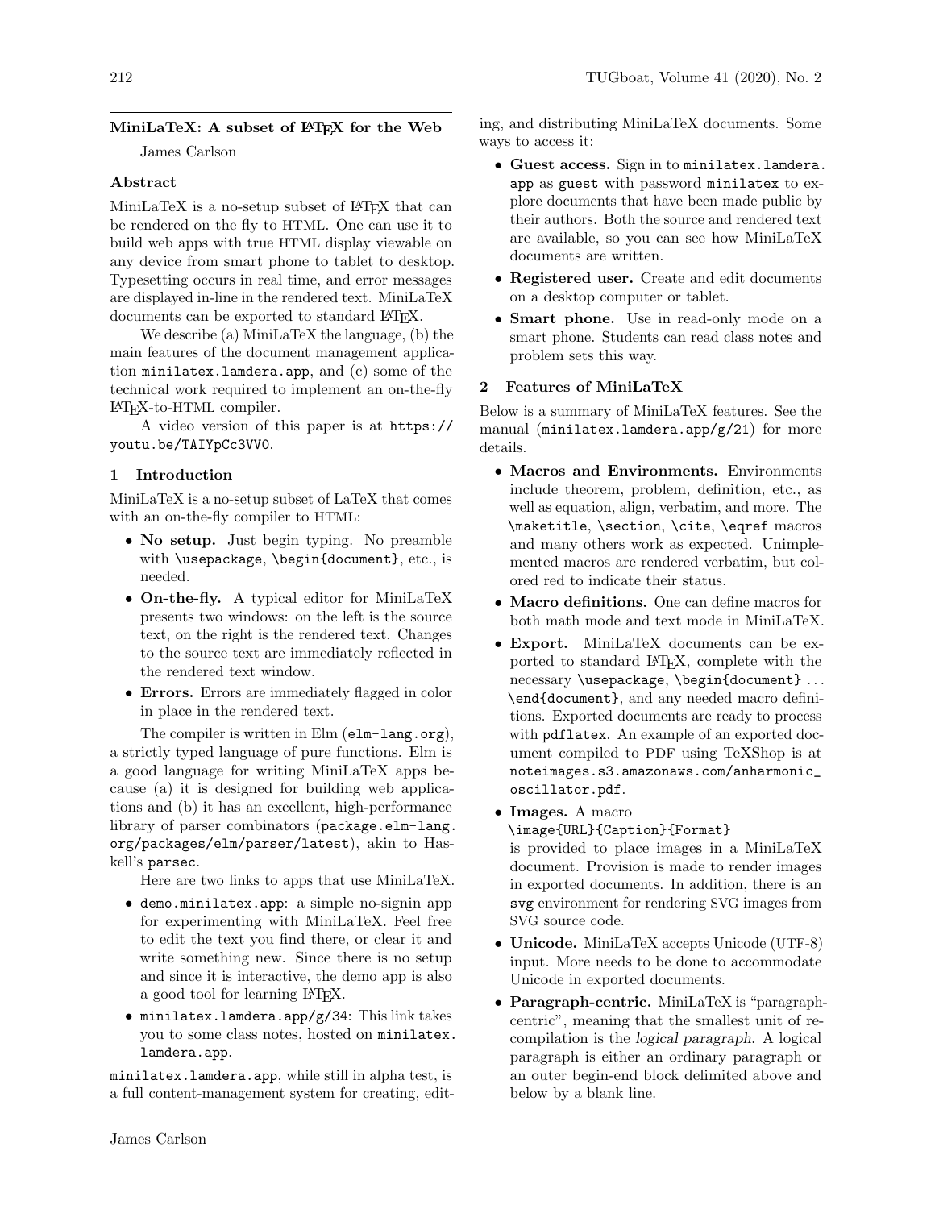# MiniLaTeX: A subset of LaTeX for the Web

James Carlson

## Abstract

MiniLaTeX is a no-setup subset of LaTeX that can be rendered on the fly to HTML. One can use it to build web apps with true HTML display viewable on any device from smart phone to tablet to desktop. Typesetting occurs in real time, and error messages are displayed in-line in the rendered text. MiniLaTeX documents can be exported to standard LaTeX.

We describe (a) MiniLaTeX the language, (b) the main features of the document management application `minilatex.lamdera.app`, and (c) some of the technical work required to implement an on-the-fly LaTeX-to-HTML compiler.

A video version of this paper is at `https://youtu.be/TAIYpCc3VV0`.

## 1 Introduction

MiniLaTeX is a no-setup subset of LaTeX that comes with an on-the-fly compiler to HTML:

- **No setup.** Just begin typing. No preamble with `\usepackage`, `\begin{document}`, etc., is needed.
- **On-the-fly.** A typical editor for MiniLaTeX presents two windows: on the left is the source text, on the right is the rendered text. Changes to the source text are immediately reflected in the rendered text window.
- **Errors.** Errors are immediately flagged in color in place in the rendered text.

The compiler is written in Elm (`elm-lang.org`), a strictly typed language of pure functions. Elm is a good language for writing MiniLaTeX apps because (a) it is designed for building web applications and (b) it has an excellent, high-performance library of parser combinators (`package.elm-lang.org/packages/elm/parser/latest`), akin to Haskell's `parsec`.

Here are two links to apps that use MiniLaTeX.

- `demo.minilatex.app`: a simple no-signin app for experimenting with MiniLaTeX. Feel free to edit the text you find there, or clear it and write something new. Since there is no setup and since it is interactive, the demo app is also a good tool for learning LaTeX.
- `minilatex.lamdera.app/g/34`: This link takes you to some class notes, hosted on `minilatex.lamdera.app`.

`minilatex.lamdera.app`, while still in alpha test, is a full content-management system for creating, editing, and distributing MiniLaTeX documents. Some ways to access it:

- **Guest access.** Sign in to `minilatex.lamdera.app` as `guest` with password `minilatex` to explore documents that have been made public by their authors. Both the source and rendered text are available, so you can see how MiniLaTeX documents are written.
- **Registered user.** Create and edit documents on a desktop computer or tablet.
- **Smart phone.** Use in read-only mode on a smart phone. Students can read class notes and problem sets this way.

## 2 Features of MiniLaTeX

Below is a summary of MiniLaTeX features. See the manual (`minilatex.lamdera.app/g/21`) for more details.

- **Macros and Environments.** Environments include theorem, problem, definition, etc., as well as equation, align, verbatim, and more. The `\maketitle`, `\section`, `\cite`, `\eqref` macros and many others work as expected. Unimplemented macros are rendered verbatim, but colored red to indicate their status.
- **Macro definitions.** One can define macros for both math mode and text mode in MiniLaTeX.
- **Export.** MiniLaTeX documents can be exported to standard LaTeX, complete with the necessary `\usepackage`, `\begin{document}` ... `\end{document}`, and any needed macro definitions. Exported documents are ready to process with `pdflatex`. An example of an exported document compiled to PDF using TeXShop is at `noteimages.s3.amazonaws.com/anharmonic_oscillator.pdf`.
- **Images.** A macro
  `\image{URL}{Caption}{Format}`
  is provided to place images in a MiniLaTeX document. Provision is made to render images in exported documents. In addition, there is an `svg` environment for rendering SVG images from SVG source code.
- **Unicode.** MiniLaTeX accepts Unicode (UTF-8) input. More needs to be done to accommodate Unicode in exported documents.
- **Paragraph-centric.** MiniLaTeX is "paragraph-centric", meaning that the smallest unit of recompilation is the *logical paragraph*. A logical paragraph is either an ordinary paragraph or an outer begin-end block delimited above and below by a blank line.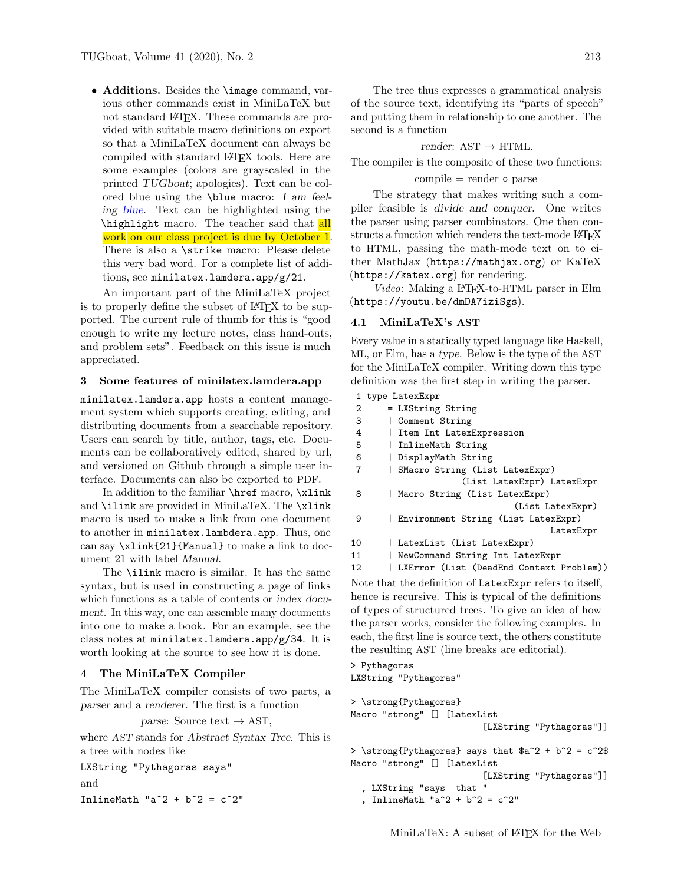- **Additions.** Besides the \image command, various other commands exist in MiniLaTeX but not standard LaTeX. These commands are provided with suitable macro definitions on export so that a MiniLaTeX document can always be compiled with standard LaTeX tools. Here are some examples (colors are grayscaled in the printed *TUGboat*; apologies). Text can be colored blue using the \blue macro: *I am feeling blue*. Text can be highlighted using the \highlight macro. The teacher said that all work on our class project is due by October 1. There is also a \strike macro: Please delete this ~~very bad word~~. For a complete list of additions, see `minilatex.lamdera.app/g/21`.

An important part of the MiniLaTeX project is to properly define the subset of LaTeX to be supported. The current rule of thumb for this is "good enough to write my lecture notes, class hand-outs, and problem sets". Feedback on this issue is much appreciated.

## 3 Some features of minilatex.lamdera.app

`minilatex.lamdera.app` hosts a content management system which supports creating, editing, and distributing documents from a searchable repository. Users can search by title, author, tags, etc. Documents can be collaboratively edited, shared by url, and versioned on Github through a simple user interface. Documents can also be exported to PDF.

In addition to the familiar \href macro, \xlink and \ilink are provided in MiniLaTeX. The \xlink macro is used to make a link from one document to another in `minilatex.lambdera.app`. Thus, one can say \xlink{21}{Manual} to make a link to document 21 with label *Manual*.

The \ilink macro is similar. It has the same syntax, but is used in constructing a page of links which functions as a table of contents or *index document*. In this way, one can assemble many documents into one to make a book. For an example, see the class notes at `minilatex.lamdera.app/g/34`. It is worth looking at the source to see how it is done.

## 4 The MiniLaTeX Compiler

The MiniLaTeX compiler consists of two parts, a *parser* and a *renderer*. The first is a function

$$\textit{parse}\colon \text{Source text} \to \text{AST},$$

where *AST* stands for *Abstract Syntax Tree*. This is a tree with nodes like

```
LXString "Pythagoras says"
```

and

```
InlineMath "a^2 + b^2 = c^2"
```

The tree thus expresses a grammatical analysis of the source text, identifying its "parts of speech" and putting them in relationship to one another. The second is a function

$$\textit{render}\colon \text{AST} \to \text{HTML}.$$

The compiler is the composite of these two functions:

$$\text{compile} = \text{render} \circ \text{parse}$$

The strategy that makes writing such a compiler feasible is *divide and conquer*. One writes the parser using parser combinators. One then constructs a function which renders the text-mode LaTeX to HTML, passing the math-mode text on to either MathJax (`https://mathjax.org`) or KaTeX (`https://katex.org`) for rendering.

*Video*: Making a LaTeX-to-HTML parser in Elm (`https://youtu.be/dmDA7iziSgs`).

### 4.1 MiniLaTeX's AST

Every value in a statically typed language like Haskell, ML, or Elm, has a *type*. Below is the type of the AST for the MiniLaTeX compiler. Writing down this type definition was the first step in writing the parser.

```
 1 type LatexExpr
 2     = LXString String
 3     | Comment String
 4     | Item Int LatexExpression
 5     | InlineMath String
 6     | DisplayMath String
 7     | SMacro String (List LatexExpr)
                 (List LatexExpr) LatexExpr
 8     | Macro String (List LatexExpr)
                            (List LatexExpr)
 9     | Environment String (List LatexExpr)
                                   LatexExpr
10     | LatexList (List LatexExpr)
11     | NewCommand String Int LatexExpr
12     | LXError (List (DeadEnd Context Problem))
```

Note that the definition of `LatexExpr` refers to itself, hence is recursive. This is typical of the definitions of types of structured trees. To give an idea of how the parser works, consider the following examples. In each, the first line is source text, the others constitute the resulting AST (line breaks are editorial).

```
> Pythagoras
LXString "Pythagoras"

> \strong{Pythagoras}
Macro "strong" [] [LatexList
                     [LXString "Pythagoras"]]

> \strong{Pythagoras} says that $a^2 + b^2 = c^2$
Macro "strong" [] [LatexList
                     [LXString "Pythagoras"]]
  , LXString "says  that "
  , InlineMath "a^2 + b^2 = c^2"
```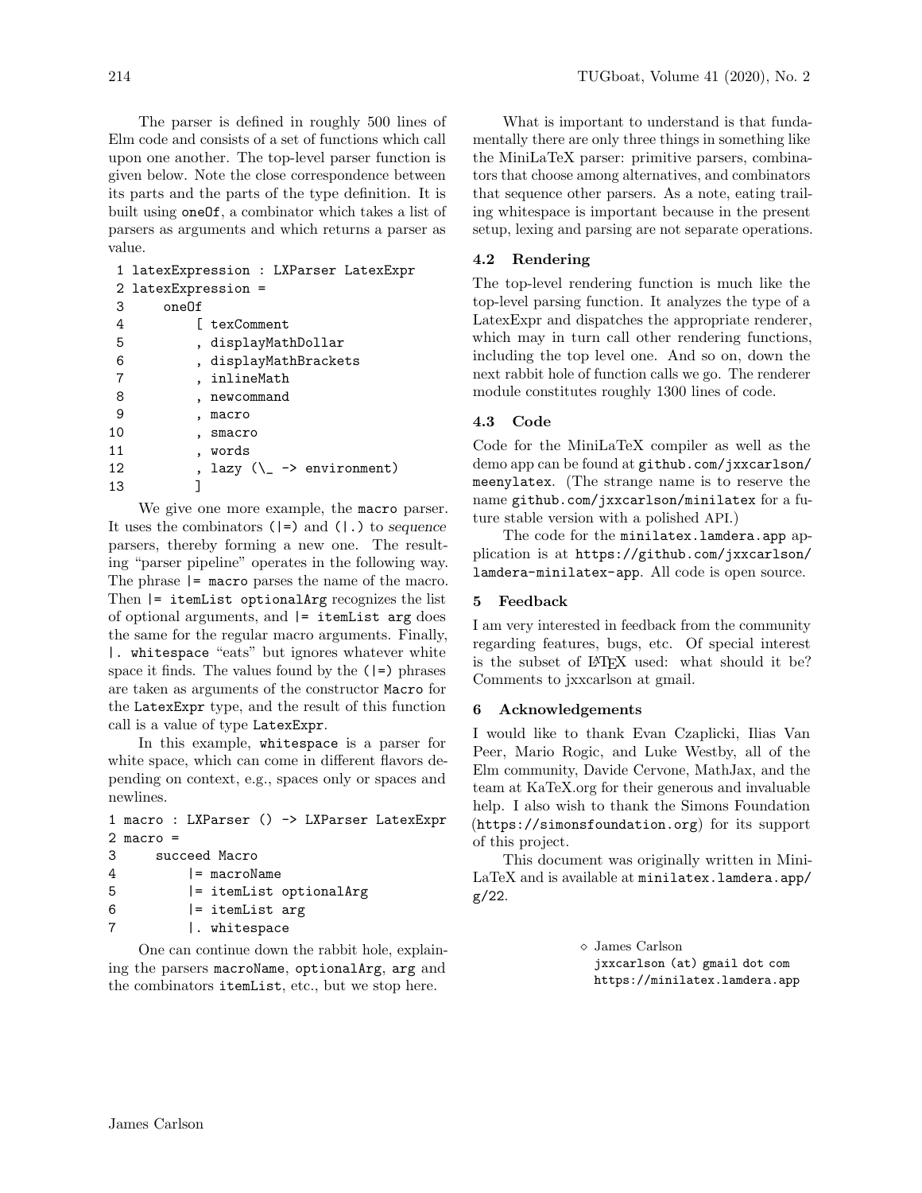The parser is defined in roughly 500 lines of Elm code and consists of a set of functions which call upon one another. The top-level parser function is given below. Note the close correspondence between its parts and the parts of the type definition. It is built using `oneOf`, a combinator which takes a list of parsers as arguments and which returns a parser as value.

```
 1 latexExpression : LXParser LatexExpr
 2 latexExpression =
 3     oneOf
 4         [ texComment
 5         , displayMathDollar
 6         , displayMathBrackets
 7         , inlineMath
 8         , newcommand
 9         , macro
10         , smacro
11         , words
12         , lazy (\_ -> environment)
13         ]
```

We give one more example, the `macro` parser. It uses the combinators `(|=)` and `(|.)` to *sequence* parsers, thereby forming a new one. The resulting "parser pipeline" operates in the following way. The phrase `|= macro` parses the name of the macro. Then `|= itemList optionalArg` recognizes the list of optional arguments, and `|= itemList arg` does the same for the regular macro arguments. Finally, `|. whitespace` "eats" but ignores whatever white space it finds. The values found by the `(|=)` phrases are taken as arguments of the constructor `Macro` for the `LatexExpr` type, and the result of this function call is a value of type `LatexExpr`.

In this example, `whitespace` is a parser for white space, which can come in different flavors depending on context, e.g., spaces only or spaces and newlines.

```
1 macro : LXParser () -> LXParser LatexExpr
2 macro =
3     succeed Macro
4         |= macroName
5         |= itemList optionalArg
6         |= itemList arg
7         |. whitespace
```

One can continue down the rabbit hole, explaining the parsers `macroName`, `optionalArg`, `arg` and the combinators `itemList`, etc., but we stop here.

What is important to understand is that fundamentally there are only three things in something like the MiniLaTeX parser: primitive parsers, combinators that choose among alternatives, and combinators that sequence other parsers. As a note, eating trailing whitespace is important because in the present setup, lexing and parsing are not separate operations.

### 4.2 Rendering

The top-level rendering function is much like the top-level parsing function. It analyzes the type of a LatexExpr and dispatches the appropriate renderer, which may in turn call other rendering functions, including the top level one. And so on, down the next rabbit hole of function calls we go. The renderer module constitutes roughly 1300 lines of code.

### 4.3 Code

Code for the MiniLaTeX compiler as well as the demo app can be found at `github.com/jxxcarlson/meenylatex`. (The strange name is to reserve the name `github.com/jxxcarlson/minilatex` for a future stable version with a polished API.)

The code for the `minilatex.lamdera.app` application is at `https://github.com/jxxcarlson/lamdera-minilatex-app`. All code is open source.

## 5 Feedback

I am very interested in feedback from the community regarding features, bugs, etc. Of special interest is the subset of LaTeX used: what should it be? Comments to jxxcarlson at gmail.

## 6 Acknowledgements

I would like to thank Evan Czaplicki, Ilias Van Peer, Mario Rogic, and Luke Westby, all of the Elm community, Davide Cervone, MathJax, and the team at KaTeX.org for their generous and invaluable help. I also wish to thank the Simons Foundation (`https://simonsfoundation.org`) for its support of this project.

This document was originally written in MiniLaTeX and is available at `minilatex.lamdera.app/g/22`.

◇ James Carlson
`jxxcarlson (at) gmail dot com`
`https://minilatex.lamdera.app`